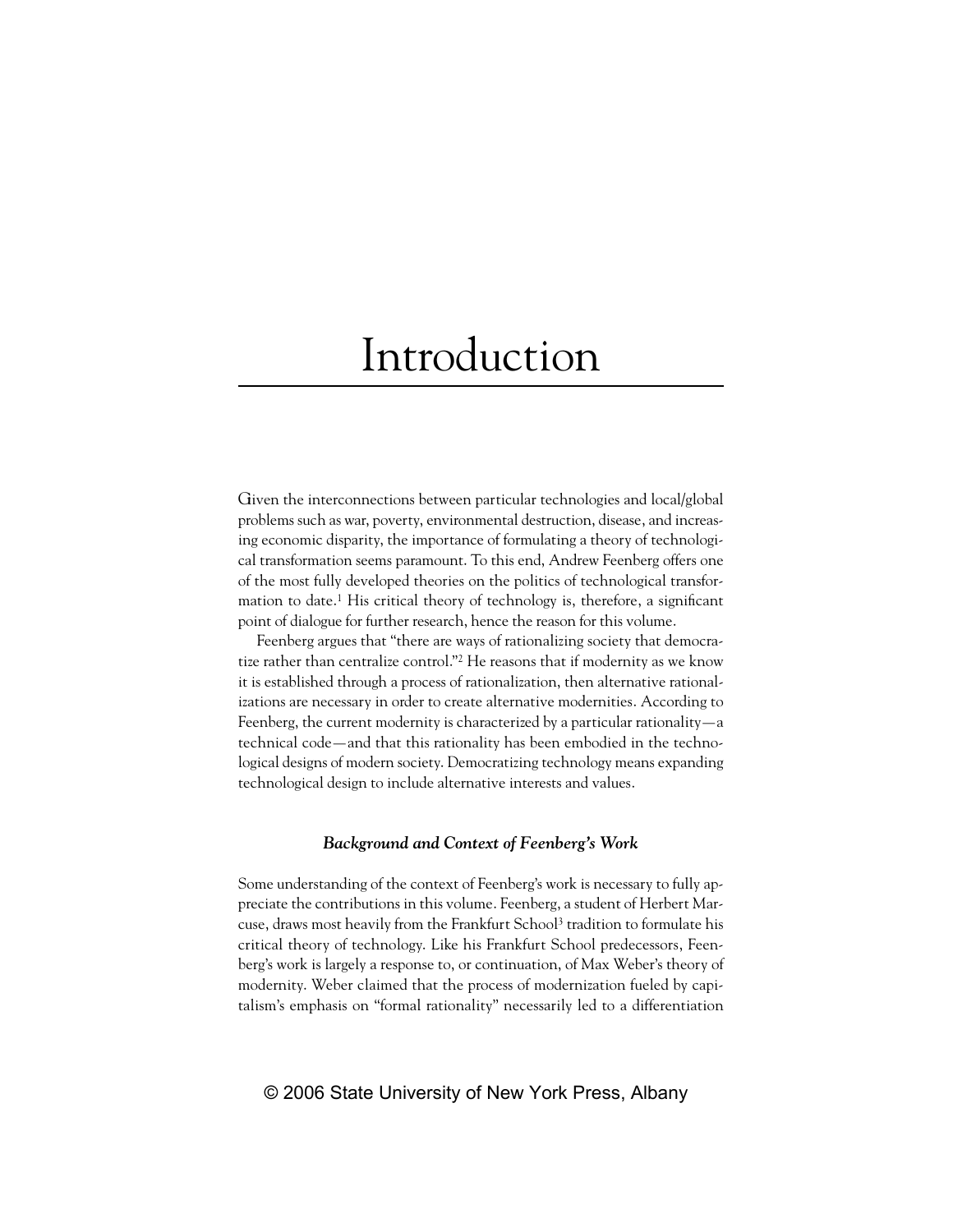# Introduction

Given the interconnections between particular technologies and local/global problems such as war, poverty, environmental destruction, disease, and increasing economic disparity, the importance of formulating a theory of technological transformation seems paramount. To this end, Andrew Feenberg offers one of the most fully developed theories on the politics of technological transformation to date.[1] His critical theory of technology is, therefore, a significant point of dialogue for further research, hence the reason for this volume.

Feenberg argues that "there are ways of rationalizing society that democratize rather than centralize control."[2] He reasons that if modernity as we know it is established through a process of rationalization, then alternative rationalizations are necessary in order to create alternative modernities. According to Feenberg, the current modernity is characterized by a particular rationality—a technical code—and that this rationality has been embodied in the technological designs of modern society. Democratizing technology means expanding technological design to include alternative interests and values.

### *Background and Context of Feenberg's Work*

Some understanding of the context of Feenberg's work is necessary to fully appreciate the contributions in this volume. Feenberg, a student of Herbert Marcuse, draws most heavily from the Frankfurt School[3] tradition to formulate his critical theory of technology. Like his Frankfurt School predecessors, Feenberg's work is largely a response to, or continuation, of Max Weber's theory of modernity. Weber claimed that the process of modernization fueled by capitalism's emphasis on "formal rationality" necessarily led to a differentiation

© 2006 State University of New York Press, Albany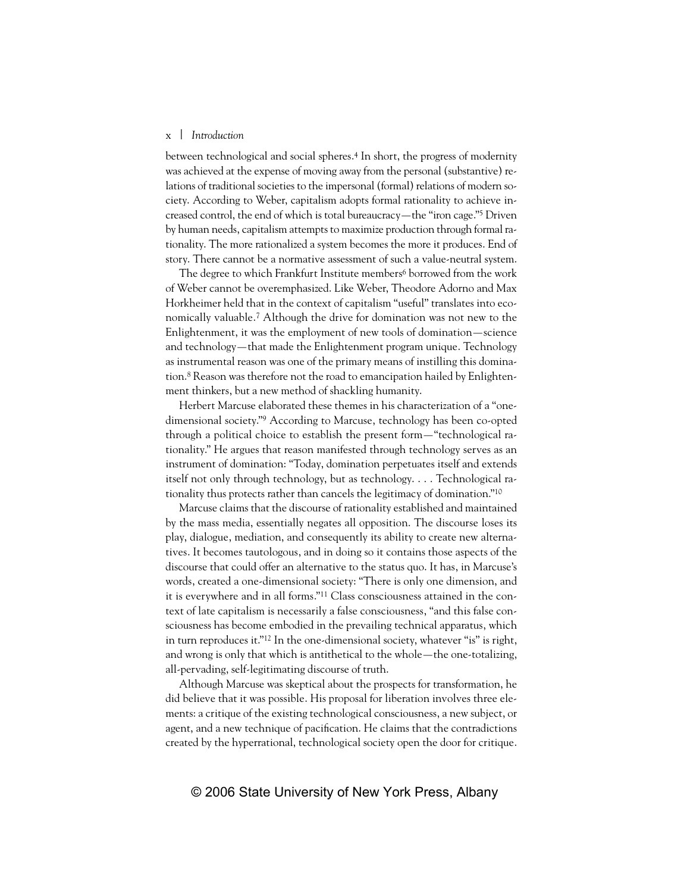between technological and social spheres.[4] In short, the progress of modernity was achieved at the expense of moving away from the personal (substantive) relations of traditional societies to the impersonal (formal) relations of modern society. According to Weber, capitalism adopts formal rationality to achieve increased control, the end of which is total bureaucracy—the "iron cage."[5] Driven by human needs, capitalism attempts to maximize production through formal rationality. The more rationalized a system becomes the more it produces. End of story. There cannot be a normative assessment of such a value-neutral system.

The degree to which Frankfurt Institute members[6] borrowed from the work of Weber cannot be overemphasized. Like Weber, Theodore Adorno and Max Horkheimer held that in the context of capitalism "useful" translates into economically valuable.[7] Although the drive for domination was not new to the Enlightenment, it was the employment of new tools of domination—science and technology—that made the Enlightenment program unique. Technology as instrumental reason was one of the primary means of instilling this domination.[8] Reason was therefore not the road to emancipation hailed by Enlightenment thinkers, but a new method of shackling humanity.

Herbert Marcuse elaborated these themes in his characterization of a "one-dimensional society."[9] According to Marcuse, technology has been co-opted through a political choice to establish the present form—"technological rationality." He argues that reason manifested through technology serves as an instrument of domination: "Today, domination perpetuates itself and extends itself not only through technology, but as technology. . . . Technological rationality thus protects rather than cancels the legitimacy of domination."[10]

Marcuse claims that the discourse of rationality established and maintained by the mass media, essentially negates all opposition. The discourse loses its play, dialogue, mediation, and consequently its ability to create new alternatives. It becomes tautologous, and in doing so it contains those aspects of the discourse that could offer an alternative to the status quo. It has, in Marcuse's words, created a one-dimensional society: "There is only one dimension, and it is everywhere and in all forms."[11] Class consciousness attained in the context of late capitalism is necessarily a false consciousness, "and this false consciousness has become embodied in the prevailing technical apparatus, which in turn reproduces it."[12] In the one-dimensional society, whatever "is" is right, and wrong is only that which is antithetical to the whole—the one-totalizing, all-pervading, self-legitimating discourse of truth.

Although Marcuse was skeptical about the prospects for transformation, he did believe that it was possible. His proposal for liberation involves three elements: a critique of the existing technological consciousness, a new subject, or agent, and a new technique of pacification. He claims that the contradictions created by the hyperrational, technological society open the door for critique.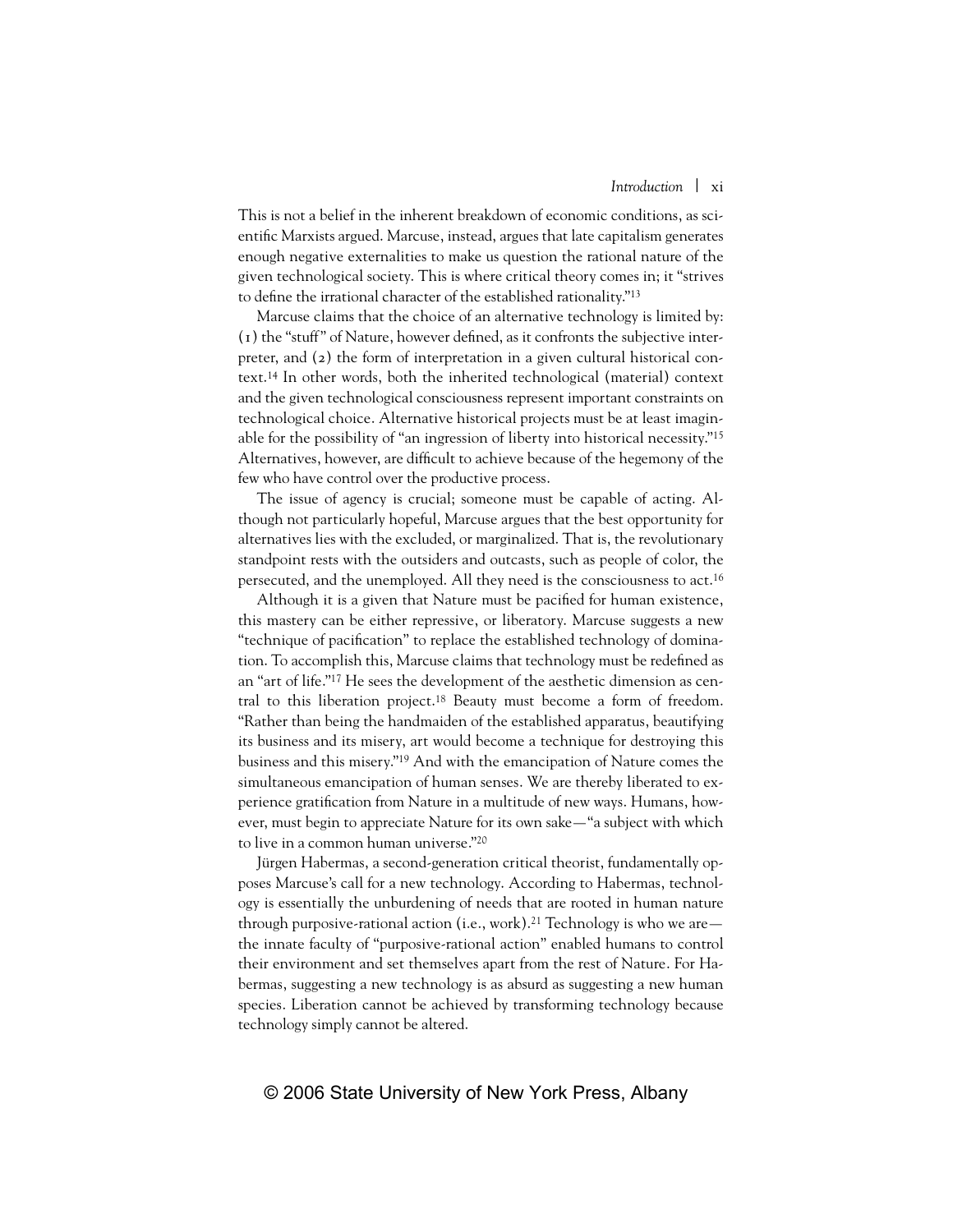This is not a belief in the inherent breakdown of economic conditions, as scientific Marxists argued. Marcuse, instead, argues that late capitalism generates enough negative externalities to make us question the rational nature of the given technological society. This is where critical theory comes in; it "strives to define the irrational character of the established rationality."[13]

Marcuse claims that the choice of an alternative technology is limited by: (1) the "stuff" of Nature, however defined, as it confronts the subjective interpreter, and (2) the form of interpretation in a given cultural historical context.[14] In other words, both the inherited technological (material) context and the given technological consciousness represent important constraints on technological choice. Alternative historical projects must be at least imaginable for the possibility of "an ingression of liberty into historical necessity."[15] Alternatives, however, are difficult to achieve because of the hegemony of the few who have control over the productive process.

The issue of agency is crucial; someone must be capable of acting. Although not particularly hopeful, Marcuse argues that the best opportunity for alternatives lies with the excluded, or marginalized. That is, the revolutionary standpoint rests with the outsiders and outcasts, such as people of color, the persecuted, and the unemployed. All they need is the consciousness to act.[16]

Although it is a given that Nature must be pacified for human existence, this mastery can be either repressive, or liberatory. Marcuse suggests a new "technique of pacification" to replace the established technology of domination. To accomplish this, Marcuse claims that technology must be redefined as an "art of life."[17] He sees the development of the aesthetic dimension as central to this liberation project.[18] Beauty must become a form of freedom. "Rather than being the handmaiden of the established apparatus, beautifying its business and its misery, art would become a technique for destroying this business and this misery."[19] And with the emancipation of Nature comes the simultaneous emancipation of human senses. We are thereby liberated to experience gratification from Nature in a multitude of new ways. Humans, however, must begin to appreciate Nature for its own sake—"a subject with which to live in a common human universe."[20]

Jürgen Habermas, a second-generation critical theorist, fundamentally opposes Marcuse's call for a new technology. According to Habermas, technology is essentially the unburdening of needs that are rooted in human nature through purposive-rational action (i.e., work).[21] Technology is who we are—the innate faculty of "purposive-rational action" enabled humans to control their environment and set themselves apart from the rest of Nature. For Habermas, suggesting a new technology is as absurd as suggesting a new human species. Liberation cannot be achieved by transforming technology because technology simply cannot be altered.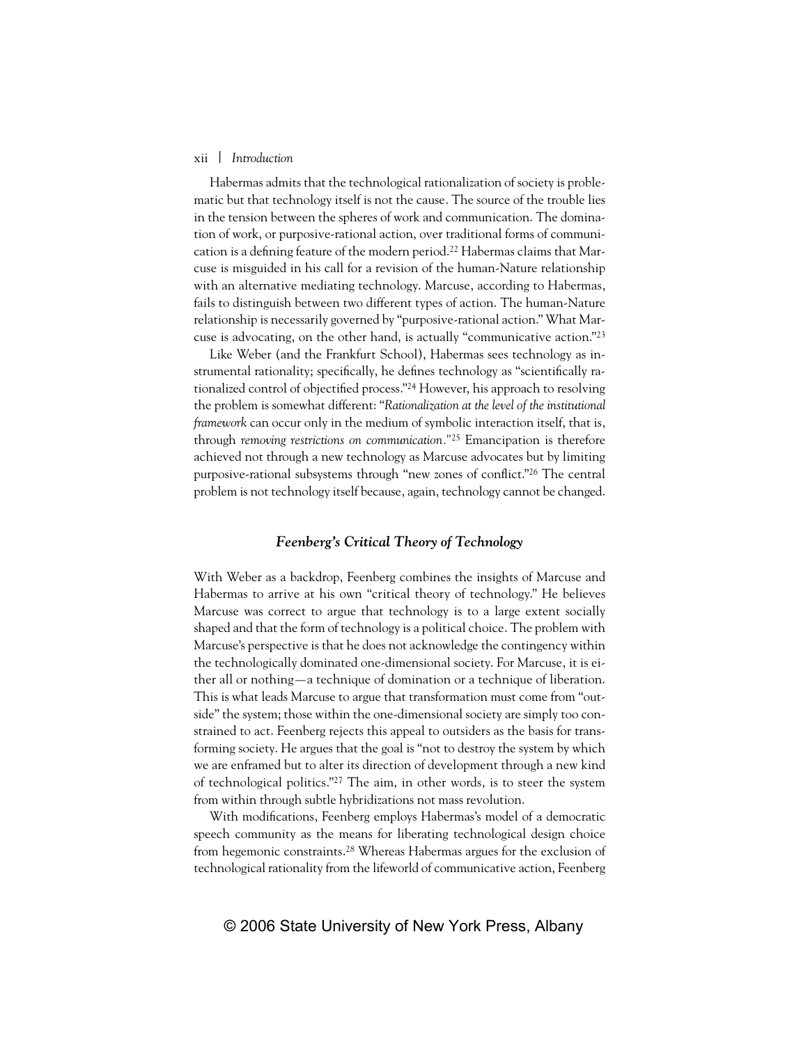Habermas admits that the technological rationalization of society is problematic but that technology itself is not the cause. The source of the trouble lies in the tension between the spheres of work and communication. The domination of work, or purposive-rational action, over traditional forms of communication is a defining feature of the modern period.[22] Habermas claims that Marcuse is misguided in his call for a revision of the human-Nature relationship with an alternative mediating technology. Marcuse, according to Habermas, fails to distinguish between two different types of action. The human-Nature relationship is necessarily governed by "purposive-rational action." What Marcuse is advocating, on the other hand, is actually "communicative action."[23]

Like Weber (and the Frankfurt School), Habermas sees technology as instrumental rationality; specifically, he defines technology as "scientifically rationalized control of objectified process."[24] However, his approach to resolving the problem is somewhat different: "*Rationalization at the level of the institutional framework* can occur only in the medium of symbolic interaction itself, that is, through *removing restrictions on communication*."[25] Emancipation is therefore achieved not through a new technology as Marcuse advocates but by limiting purposive-rational subsystems through "new zones of conflict."[26] The central problem is not technology itself because, again, technology cannot be changed.

### *Feenberg's Critical Theory of Technology*

With Weber as a backdrop, Feenberg combines the insights of Marcuse and Habermas to arrive at his own "critical theory of technology." He believes Marcuse was correct to argue that technology is to a large extent socially shaped and that the form of technology is a political choice. The problem with Marcuse's perspective is that he does not acknowledge the contingency within the technologically dominated one-dimensional society. For Marcuse, it is either all or nothing—a technique of domination or a technique of liberation. This is what leads Marcuse to argue that transformation must come from "outside" the system; those within the one-dimensional society are simply too constrained to act. Feenberg rejects this appeal to outsiders as the basis for transforming society. He argues that the goal is "not to destroy the system by which we are enframed but to alter its direction of development through a new kind of technological politics."[27] The aim, in other words, is to steer the system from within through subtle hybridizations not mass revolution.

With modifications, Feenberg employs Habermas's model of a democratic speech community as the means for liberating technological design choice from hegemonic constraints.[28] Whereas Habermas argues for the exclusion of technological rationality from the lifeworld of communicative action, Feenberg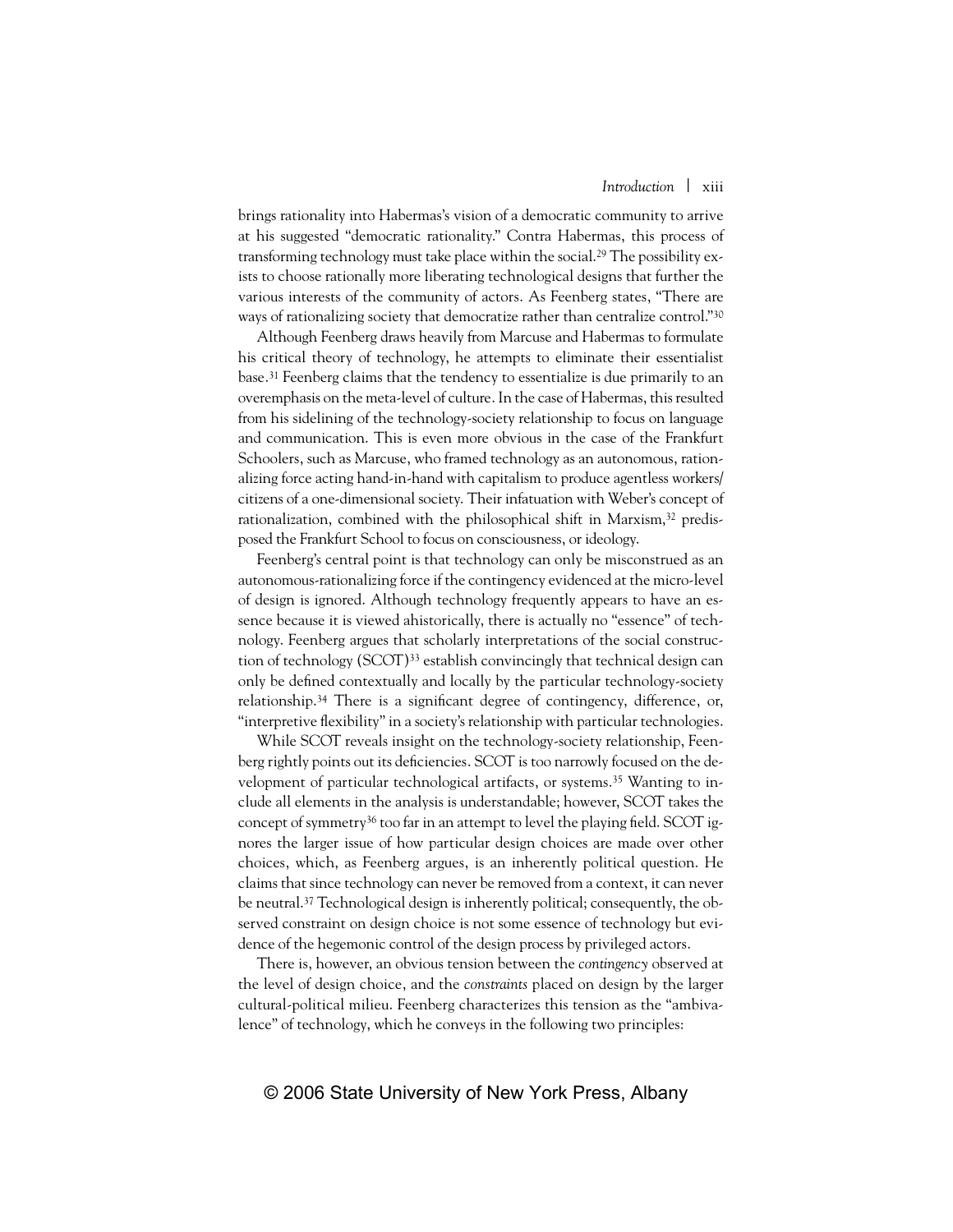brings rationality into Habermas's vision of a democratic community to arrive at his suggested "democratic rationality." Contra Habermas, this process of transforming technology must take place within the social.[29] The possibility exists to choose rationally more liberating technological designs that further the various interests of the community of actors. As Feenberg states, "There are ways of rationalizing society that democratize rather than centralize control."[30]

Although Feenberg draws heavily from Marcuse and Habermas to formulate his critical theory of technology, he attempts to eliminate their essentialist base.[31] Feenberg claims that the tendency to essentialize is due primarily to an overemphasis on the meta-level of culture. In the case of Habermas, this resulted from his sidelining of the technology-society relationship to focus on language and communication. This is even more obvious in the case of the Frankfurt Schoolers, such as Marcuse, who framed technology as an autonomous, rationalizing force acting hand-in-hand with capitalism to produce agentless workers/citizens of a one-dimensional society. Their infatuation with Weber's concept of rationalization, combined with the philosophical shift in Marxism,[32] predisposed the Frankfurt School to focus on consciousness, or ideology.

Feenberg's central point is that technology can only be misconstrued as an autonomous-rationalizing force if the contingency evidenced at the micro-level of design is ignored. Although technology frequently appears to have an essence because it is viewed ahistorically, there is actually no "essence" of technology. Feenberg argues that scholarly interpretations of the social construction of technology (SCOT)[33] establish convincingly that technical design can only be defined contextually and locally by the particular technology-society relationship.[34] There is a significant degree of contingency, difference, or, "interpretive flexibility" in a society's relationship with particular technologies.

While SCOT reveals insight on the technology-society relationship, Feenberg rightly points out its deficiencies. SCOT is too narrowly focused on the development of particular technological artifacts, or systems.[35] Wanting to include all elements in the analysis is understandable; however, SCOT takes the concept of symmetry[36] too far in an attempt to level the playing field. SCOT ignores the larger issue of how particular design choices are made over other choices, which, as Feenberg argues, is an inherently political question. He claims that since technology can never be removed from a context, it can never be neutral.[37] Technological design is inherently political; consequently, the observed constraint on design choice is not some essence of technology but evidence of the hegemonic control of the design process by privileged actors.

There is, however, an obvious tension between the *contingency* observed at the level of design choice, and the *constraints* placed on design by the larger cultural-political milieu. Feenberg characterizes this tension as the "ambivalence" of technology, which he conveys in the following two principles: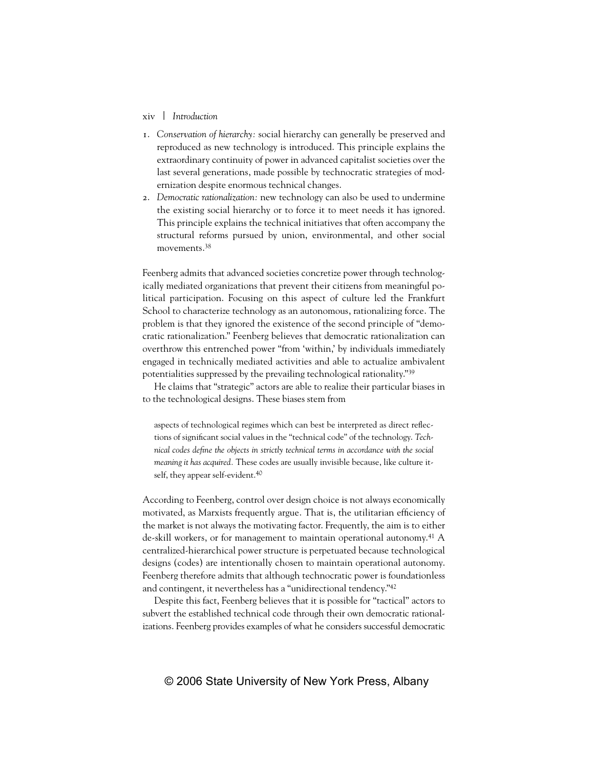1. *Conservation of hierarchy:* social hierarchy can generally be preserved and reproduced as new technology is introduced. This principle explains the extraordinary continuity of power in advanced capitalist societies over the last several generations, made possible by technocratic strategies of modernization despite enormous technical changes.
2. *Democratic rationalization:* new technology can also be used to undermine the existing social hierarchy or to force it to meet needs it has ignored. This principle explains the technical initiatives that often accompany the structural reforms pursued by union, environmental, and other social movements.[38]

Feenberg admits that advanced societies concretize power through technologically mediated organizations that prevent their citizens from meaningful political participation. Focusing on this aspect of culture led the Frankfurt School to characterize technology as an autonomous, rationalizing force. The problem is that they ignored the existence of the second principle of "democratic rationalization." Feenberg believes that democratic rationalization can overthrow this entrenched power "from 'within,' by individuals immediately engaged in technically mediated activities and able to actualize ambivalent potentialities suppressed by the prevailing technological rationality."[39]

He claims that "strategic" actors are able to realize their particular biases in to the technological designs. These biases stem from

> aspects of technological regimes which can best be interpreted as direct reflections of significant social values in the "technical code" of the technology. *Technical codes define the objects in strictly technical terms in accordance with the social meaning it has acquired.* These codes are usually invisible because, like culture itself, they appear self-evident.[40]

According to Feenberg, control over design choice is not always economically motivated, as Marxists frequently argue. That is, the utilitarian efficiency of the market is not always the motivating factor. Frequently, the aim is to either de-skill workers, or for management to maintain operational autonomy.[41] A centralized-hierarchical power structure is perpetuated because technological designs (codes) are intentionally chosen to maintain operational autonomy. Feenberg therefore admits that although technocratic power is foundationless and contingent, it nevertheless has a "unidirectional tendency."[42]

Despite this fact, Feenberg believes that it is possible for "tactical" actors to subvert the established technical code through their own democratic rationalizations. Feenberg provides examples of what he considers successful democratic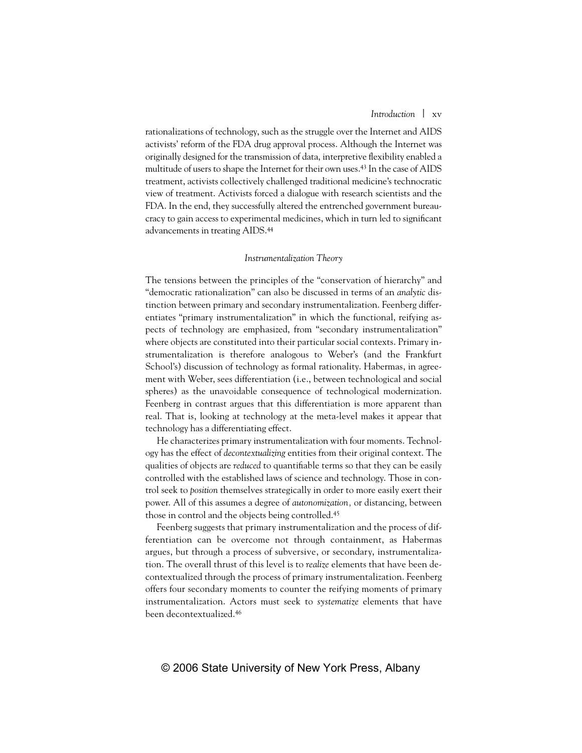rationalizations of technology, such as the struggle over the Internet and AIDS activists' reform of the FDA drug approval process. Although the Internet was originally designed for the transmission of data, interpretive flexibility enabled a multitude of users to shape the Internet for their own uses.[43] In the case of AIDS treatment, activists collectively challenged traditional medicine's technocratic view of treatment. Activists forced a dialogue with research scientists and the FDA. In the end, they successfully altered the entrenched government bureaucracy to gain access to experimental medicines, which in turn led to significant advancements in treating AIDS.[44]

### *Instrumentalization Theory*

The tensions between the principles of the "conservation of hierarchy" and "democratic rationalization" can also be discussed in terms of an *analytic* distinction between primary and secondary instrumentalization. Feenberg differentiates "primary instrumentalization" in which the functional, reifying aspects of technology are emphasized, from "secondary instrumentalization" where objects are constituted into their particular social contexts. Primary instrumentalization is therefore analogous to Weber's (and the Frankfurt School's) discussion of technology as formal rationality. Habermas, in agreement with Weber, sees differentiation (i.e., between technological and social spheres) as the unavoidable consequence of technological modernization. Feenberg in contrast argues that this differentiation is more apparent than real. That is, looking at technology at the meta-level makes it appear that technology has a differentiating effect.

He characterizes primary instrumentalization with four moments. Technology has the effect of *decontextualizing* entities from their original context. The qualities of objects are *reduced* to quantifiable terms so that they can be easily controlled with the established laws of science and technology. Those in control seek to *position* themselves strategically in order to more easily exert their power. All of this assumes a degree of *autonomization*, or distancing, between those in control and the objects being controlled.[45]

Feenberg suggests that primary instrumentalization and the process of differentiation can be overcome not through containment, as Habermas argues, but through a process of subversive, or secondary, instrumentalization. The overall thrust of this level is to *realize* elements that have been decontextualized through the process of primary instrumentalization. Feenberg offers four secondary moments to counter the reifying moments of primary instrumentalization. Actors must seek to *systematize* elements that have been decontextualized.[46]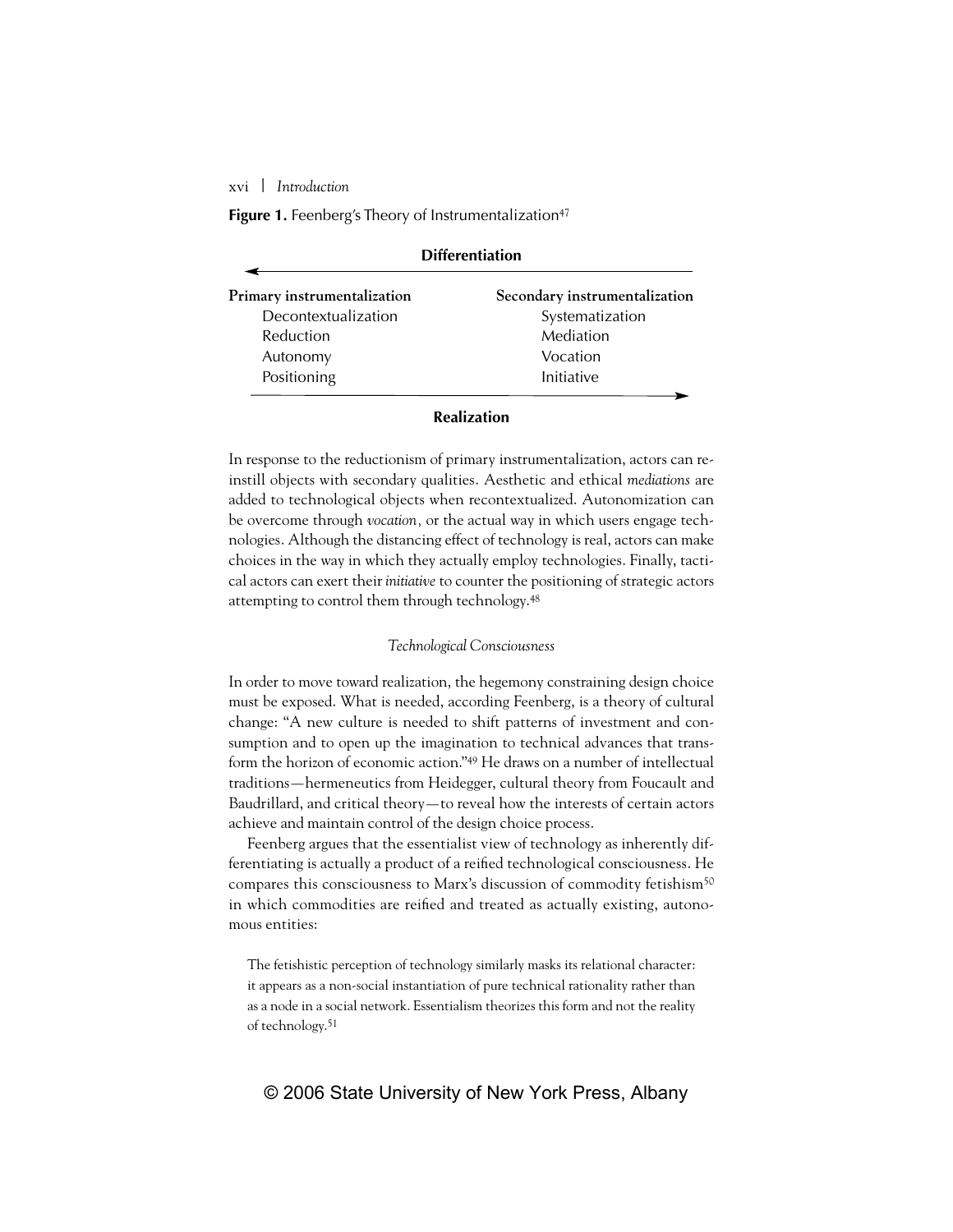**Figure 1.** Feenberg's Theory of Instrumentalization[47]

| Primary instrumentalization | Secondary instrumentalization |
|---|---|
| ← **Differentiation** | |
| Decontextualization | Systematization |
| Reduction | Mediation |
| Autonomy | Vocation |
| Positioning | Initiative |
| | **Realization** → |

In response to the reductionism of primary instrumentalization, actors can reinstill objects with secondary qualities. Aesthetic and ethical *mediations* are added to technological objects when recontextualized. Autonomization can be overcome through *vocation,* or the actual way in which users engage technologies. Although the distancing effect of technology is real, actors can make choices in the way in which they actually employ technologies. Finally, tactical actors can exert their *initiative* to counter the positioning of strategic actors attempting to control them through technology.[48]

### *Technological Consciousness*

In order to move toward realization, the hegemony constraining design choice must be exposed. What is needed, according Feenberg, is a theory of cultural change: "A new culture is needed to shift patterns of investment and consumption and to open up the imagination to technical advances that transform the horizon of economic action."[49] He draws on a number of intellectual traditions—hermeneutics from Heidegger, cultural theory from Foucault and Baudrillard, and critical theory—to reveal how the interests of certain actors achieve and maintain control of the design choice process.

Feenberg argues that the essentialist view of technology as inherently differentiating is actually a product of a reified technological consciousness. He compares this consciousness to Marx's discussion of commodity fetishism[50] in which commodities are reified and treated as actually existing, autonomous entities:

> The fetishistic perception of technology similarly masks its relational character: it appears as a non-social instantiation of pure technical rationality rather than as a node in a social network. Essentialism theorizes this form and not the reality of technology.[51]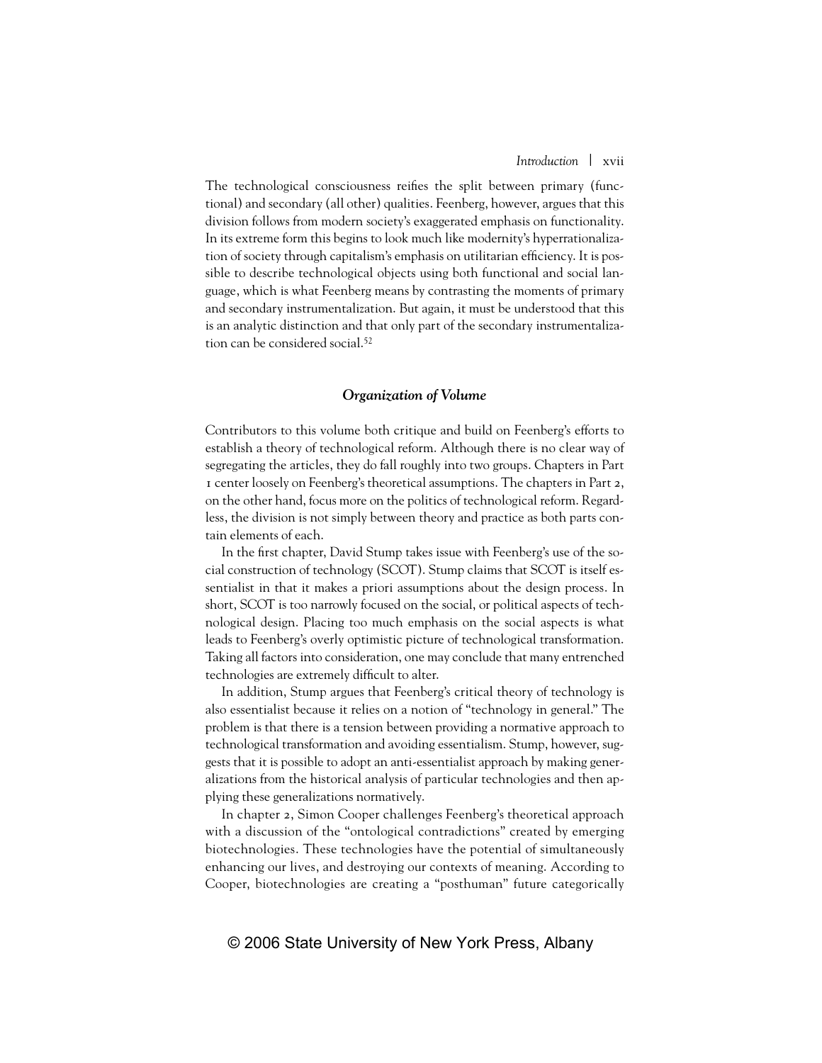The technological consciousness reifies the split between primary (functional) and secondary (all other) qualities. Feenberg, however, argues that this division follows from modern society's exaggerated emphasis on functionality. In its extreme form this begins to look much like modernity's hyperrationalization of society through capitalism's emphasis on utilitarian efficiency. It is possible to describe technological objects using both functional and social language, which is what Feenberg means by contrasting the moments of primary and secondary instrumentalization. But again, it must be understood that this is an analytic distinction and that only part of the secondary instrumentalization can be considered social.[52]

### *Organization of Volume*

Contributors to this volume both critique and build on Feenberg's efforts to establish a theory of technological reform. Although there is no clear way of segregating the articles, they do fall roughly into two groups. Chapters in Part 1 center loosely on Feenberg's theoretical assumptions. The chapters in Part 2, on the other hand, focus more on the politics of technological reform. Regardless, the division is not simply between theory and practice as both parts contain elements of each.

In the first chapter, David Stump takes issue with Feenberg's use of the social construction of technology (SCOT). Stump claims that SCOT is itself essentialist in that it makes a priori assumptions about the design process. In short, SCOT is too narrowly focused on the social, or political aspects of technological design. Placing too much emphasis on the social aspects is what leads to Feenberg's overly optimistic picture of technological transformation. Taking all factors into consideration, one may conclude that many entrenched technologies are extremely difficult to alter.

In addition, Stump argues that Feenberg's critical theory of technology is also essentialist because it relies on a notion of "technology in general." The problem is that there is a tension between providing a normative approach to technological transformation and avoiding essentialism. Stump, however, suggests that it is possible to adopt an anti-essentialist approach by making generalizations from the historical analysis of particular technologies and then applying these generalizations normatively.

In chapter 2, Simon Cooper challenges Feenberg's theoretical approach with a discussion of the "ontological contradictions" created by emerging biotechnologies. These technologies have the potential of simultaneously enhancing our lives, and destroying our contexts of meaning. According to Cooper, biotechnologies are creating a "posthuman" future categorically

© 2006 State University of New York Press, Albany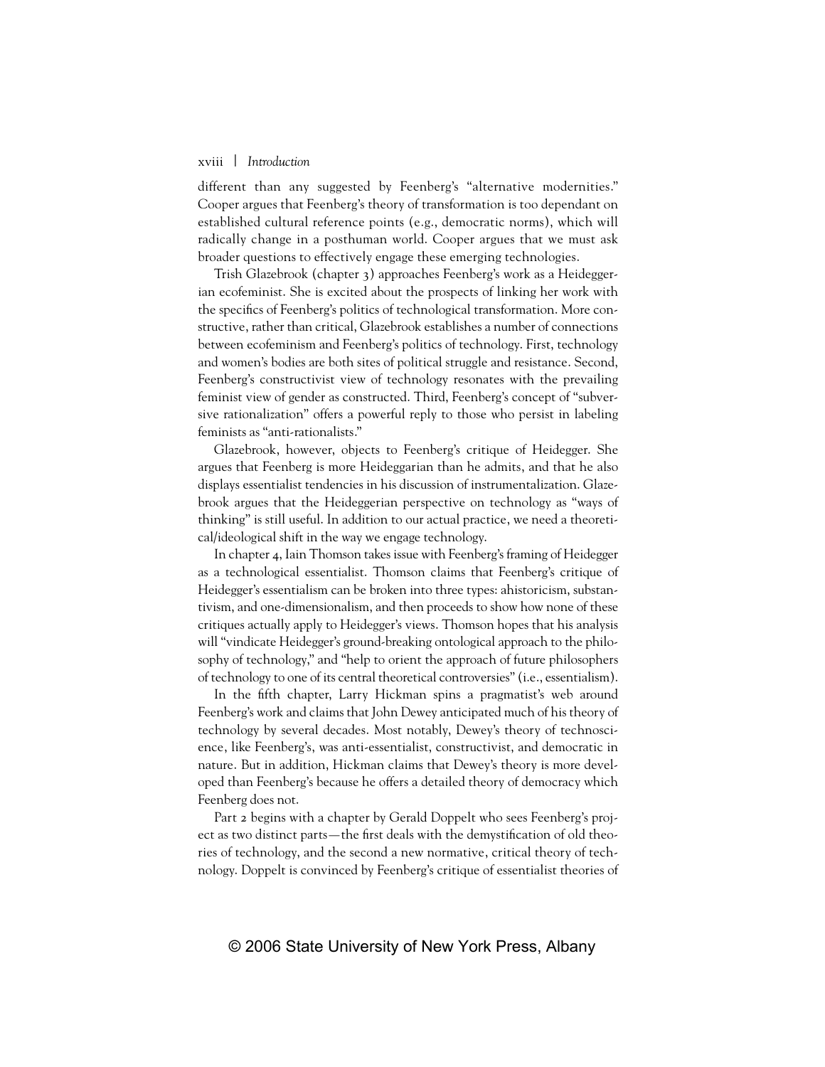different than any suggested by Feenberg's "alternative modernities." Cooper argues that Feenberg's theory of transformation is too dependant on established cultural reference points (e.g., democratic norms), which will radically change in a posthuman world. Cooper argues that we must ask broader questions to effectively engage these emerging technologies.

Trish Glazebrook (chapter 3) approaches Feenberg's work as a Heideggerian ecofeminist. She is excited about the prospects of linking her work with the specifics of Feenberg's politics of technological transformation. More constructive, rather than critical, Glazebrook establishes a number of connections between ecofeminism and Feenberg's politics of technology. First, technology and women's bodies are both sites of political struggle and resistance. Second, Feenberg's constructivist view of technology resonates with the prevailing feminist view of gender as constructed. Third, Feenberg's concept of "subversive rationalization" offers a powerful reply to those who persist in labeling feminists as "anti-rationalists."

Glazebrook, however, objects to Feenberg's critique of Heidegger. She argues that Feenberg is more Heideggarian than he admits, and that he also displays essentialist tendencies in his discussion of instrumentalization. Glazebrook argues that the Heideggerian perspective on technology as "ways of thinking" is still useful. In addition to our actual practice, we need a theoretical/ideological shift in the way we engage technology.

In chapter 4, Iain Thomson takes issue with Feenberg's framing of Heidegger as a technological essentialist. Thomson claims that Feenberg's critique of Heidegger's essentialism can be broken into three types: ahistoricism, substantivism, and one-dimensionalism, and then proceeds to show how none of these critiques actually apply to Heidegger's views. Thomson hopes that his analysis will "vindicate Heidegger's ground-breaking ontological approach to the philosophy of technology," and "help to orient the approach of future philosophers of technology to one of its central theoretical controversies" (i.e., essentialism).

In the fifth chapter, Larry Hickman spins a pragmatist's web around Feenberg's work and claims that John Dewey anticipated much of his theory of technology by several decades. Most notably, Dewey's theory of technoscience, like Feenberg's, was anti-essentialist, constructivist, and democratic in nature. But in addition, Hickman claims that Dewey's theory is more developed than Feenberg's because he offers a detailed theory of democracy which Feenberg does not.

Part 2 begins with a chapter by Gerald Doppelt who sees Feenberg's project as two distinct parts—the first deals with the demystification of old theories of technology, and the second a new normative, critical theory of technology. Doppelt is convinced by Feenberg's critique of essentialist theories of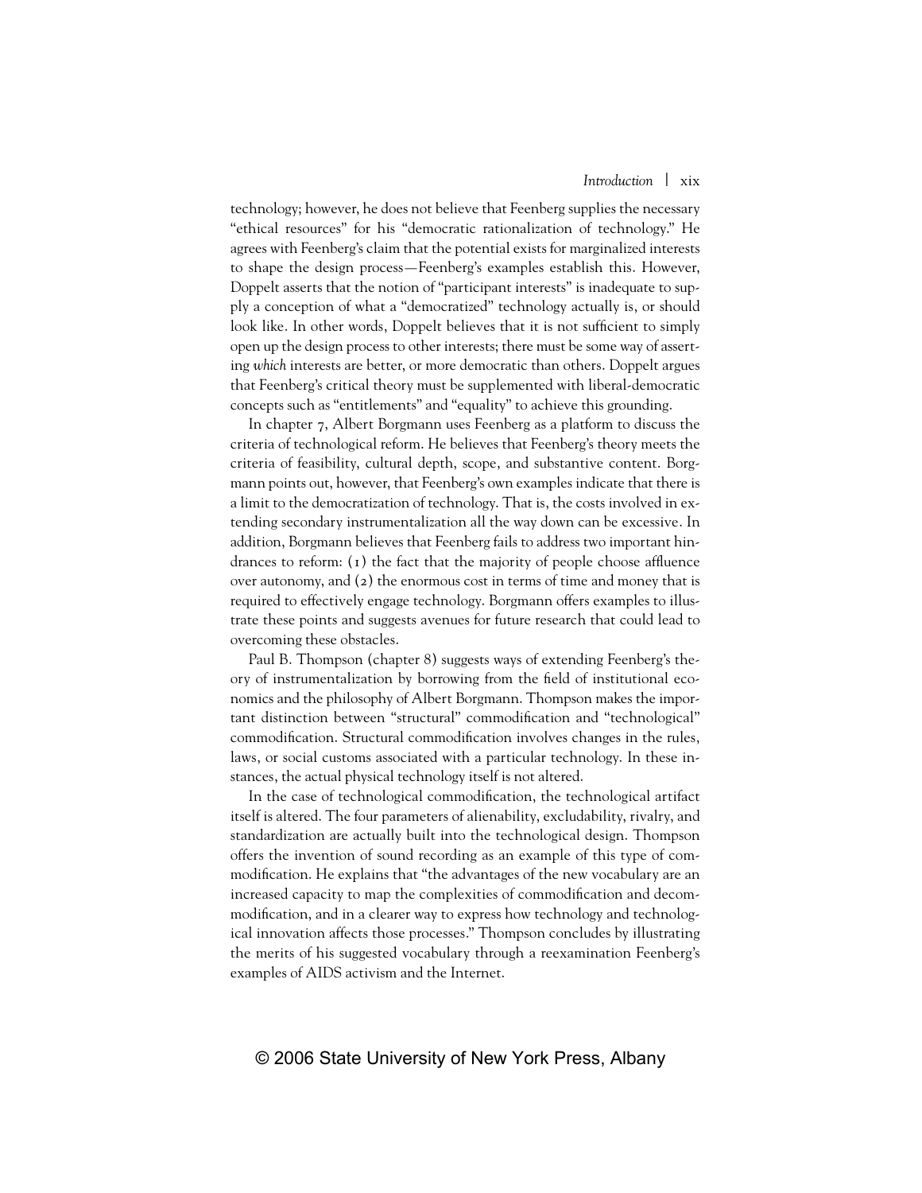technology; however, he does not believe that Feenberg supplies the necessary "ethical resources" for his "democratic rationalization of technology." He agrees with Feenberg's claim that the potential exists for marginalized interests to shape the design process—Feenberg's examples establish this. However, Doppelt asserts that the notion of "participant interests" is inadequate to supply a conception of what a "democratized" technology actually is, or should look like. In other words, Doppelt believes that it is not sufficient to simply open up the design process to other interests; there must be some way of asserting *which* interests are better, or more democratic than others. Doppelt argues that Feenberg's critical theory must be supplemented with liberal-democratic concepts such as "entitlements" and "equality" to achieve this grounding.

In chapter 7, Albert Borgmann uses Feenberg as a platform to discuss the criteria of technological reform. He believes that Feenberg's theory meets the criteria of feasibility, cultural depth, scope, and substantive content. Borgmann points out, however, that Feenberg's own examples indicate that there is a limit to the democratization of technology. That is, the costs involved in extending secondary instrumentalization all the way down can be excessive. In addition, Borgmann believes that Feenberg fails to address two important hindrances to reform: (1) the fact that the majority of people choose affluence over autonomy, and (2) the enormous cost in terms of time and money that is required to effectively engage technology. Borgmann offers examples to illustrate these points and suggests avenues for future research that could lead to overcoming these obstacles.

Paul B. Thompson (chapter 8) suggests ways of extending Feenberg's theory of instrumentalization by borrowing from the field of institutional economics and the philosophy of Albert Borgmann. Thompson makes the important distinction between "structural" commodification and "technological" commodification. Structural commodification involves changes in the rules, laws, or social customs associated with a particular technology. In these instances, the actual physical technology itself is not altered.

In the case of technological commodification, the technological artifact itself is altered. The four parameters of alienability, excludability, rivalry, and standardization are actually built into the technological design. Thompson offers the invention of sound recording as an example of this type of commodification. He explains that "the advantages of the new vocabulary are an increased capacity to map the complexities of commodification and decommodification, and in a clearer way to express how technology and technological innovation affects those processes." Thompson concludes by illustrating the merits of his suggested vocabulary through a reexamination Feenberg's examples of AIDS activism and the Internet.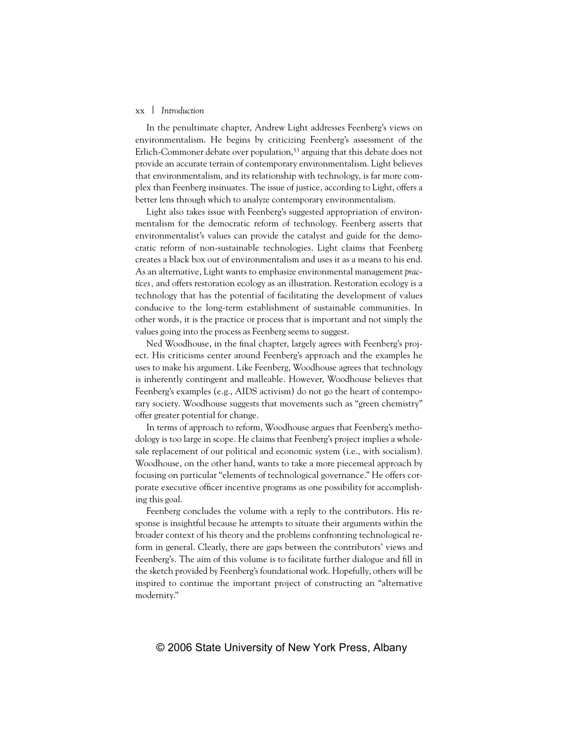In the penultimate chapter, Andrew Light addresses Feenberg's views on environmentalism. He begins by criticizing Feenberg's assessment of the Erlich-Commoner debate over population,[53] arguing that this debate does not provide an accurate terrain of contemporary environmentalism. Light believes that environmentalism, and its relationship with technology, is far more complex than Feenberg insinuates. The issue of justice, according to Light, offers a better lens through which to analyze contemporary environmentalism.

Light also takes issue with Feenberg's suggested appropriation of environmentalism for the democratic reform of technology. Feenberg asserts that environmentalist's values can provide the catalyst and guide for the democratic reform of non-sustainable technologies. Light claims that Feenberg creates a black box out of environmentalism and uses it as a means to his end. As an alternative, Light wants to emphasize environmental management *practices*, and offers restoration ecology as an illustration. Restoration ecology is a technology that has the potential of facilitating the development of values conducive to the long-term establishment of sustainable communities. In other words, it is the practice or process that is important and not simply the values going into the process as Feenberg seems to suggest.

Ned Woodhouse, in the final chapter, largely agrees with Feenberg's project. His criticisms center around Feenberg's approach and the examples he uses to make his argument. Like Feenberg, Woodhouse agrees that technology is inherently contingent and malleable. However, Woodhouse believes that Feenberg's examples (e.g., AIDS activism) do not go the heart of contemporary society. Woodhouse suggests that movements such as "green chemistry" offer greater potential for change.

In terms of approach to reform, Woodhouse argues that Feenberg's methodology is too large in scope. He claims that Feenberg's project implies a wholesale replacement of our political and economic system (i.e., with socialism). Woodhouse, on the other hand, wants to take a more piecemeal approach by focusing on particular "elements of technological governance." He offers corporate executive officer incentive programs as one possibility for accomplishing this goal.

Feenberg concludes the volume with a reply to the contributors. His response is insightful because he attempts to situate their arguments within the broader context of his theory and the problems confronting technological reform in general. Clearly, there are gaps between the contributors' views and Feenberg's. The aim of this volume is to facilitate further dialogue and fill in the sketch provided by Feenberg's foundational work. Hopefully, others will be inspired to continue the important project of constructing an "alternative modernity."

© 2006 State University of New York Press, Albany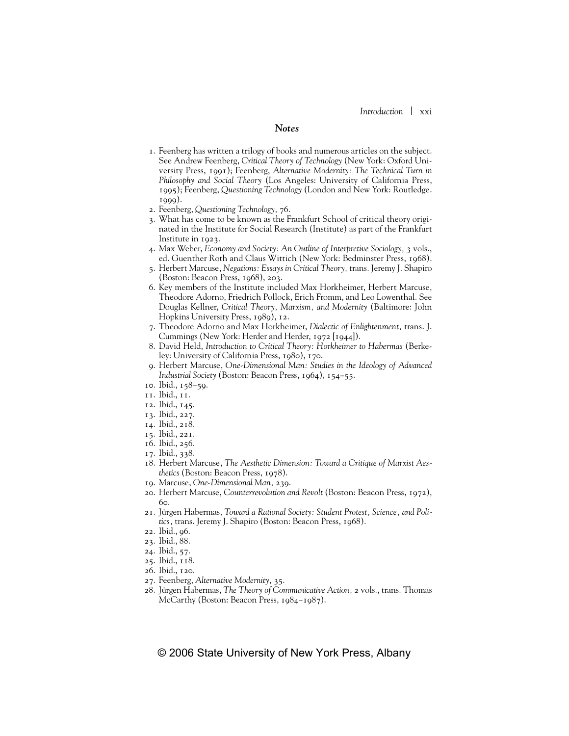## *Notes*

1. Feenberg has written a trilogy of books and numerous articles on the subject. See Andrew Feenberg, *Critical Theory of Technology* (New York: Oxford University Press, 1991); Feenberg, *Alternative Modernity: The Technical Turn in Philosophy and Social Theory* (Los Angeles: University of California Press, 1995); Feenberg, *Questioning Technology* (London and New York: Routledge. 1999).
2. Feenberg, *Questioning Technology,* 76.
3. What has come to be known as the Frankfurt School of critical theory originated in the Institute for Social Research (Institute) as part of the Frankfurt Institute in 1923.
4. Max Weber, *Economy and Society: An Outline of Interpretive Sociology,* 3 vols., ed. Guenther Roth and Claus Wittich (New York: Bedminster Press, 1968).
5. Herbert Marcuse, *Negations: Essays in Critical Theory,* trans. Jeremy J. Shapiro (Boston: Beacon Press, 1968), 203.
6. Key members of the Institute included Max Horkheimer, Herbert Marcuse, Theodore Adorno, Friedrich Pollock, Erich Fromm, and Leo Lowenthal. See Douglas Kellner, *Critical Theory, Marxism, and Modernity* (Baltimore: John Hopkins University Press, 1989), 12.
7. Theodore Adorno and Max Horkheimer, *Dialectic of Enlightenment,* trans. J. Cummings (New York: Herder and Herder, 1972 [1944]).
8. David Held, *Introduction to Critical Theory: Horkheimer to Habermas* (Berkeley: University of California Press, 1980), 170.
9. Herbert Marcuse, *One-Dimensional Man: Studies in the Ideology of Advanced Industrial Society* (Boston: Beacon Press, 1964), 154–55.
10. Ibid., 158–59.
11. Ibid., 11.
12. Ibid., 145.
13. Ibid., 227.
14. Ibid., 218.
15. Ibid., 221.
16. Ibid., 256.
17. Ibid., 338.
18. Herbert Marcuse, *The Aesthetic Dimension: Toward a Critique of Marxist Aesthetics* (Boston: Beacon Press, 1978).
19. Marcuse, *One-Dimensional Man,* 239.
20. Herbert Marcuse, *Counterrevolution and Revolt* (Boston: Beacon Press, 1972), 60.
21. Jürgen Habermas, *Toward a Rational Society: Student Protest, Science, and Politics,* trans. Jeremy J. Shapiro (Boston: Beacon Press, 1968).
22. Ibid., 96.
23. Ibid., 88.
24. Ibid., 57.
25. Ibid., 118.
26. Ibid., 120.
27. Feenberg, *Alternative Modernity,* 35.
28. Jürgen Habermas, *The Theory of Communicative Action,* 2 vols., trans. Thomas McCarthy (Boston: Beacon Press, 1984–1987).

© 2006 State University of New York Press, Albany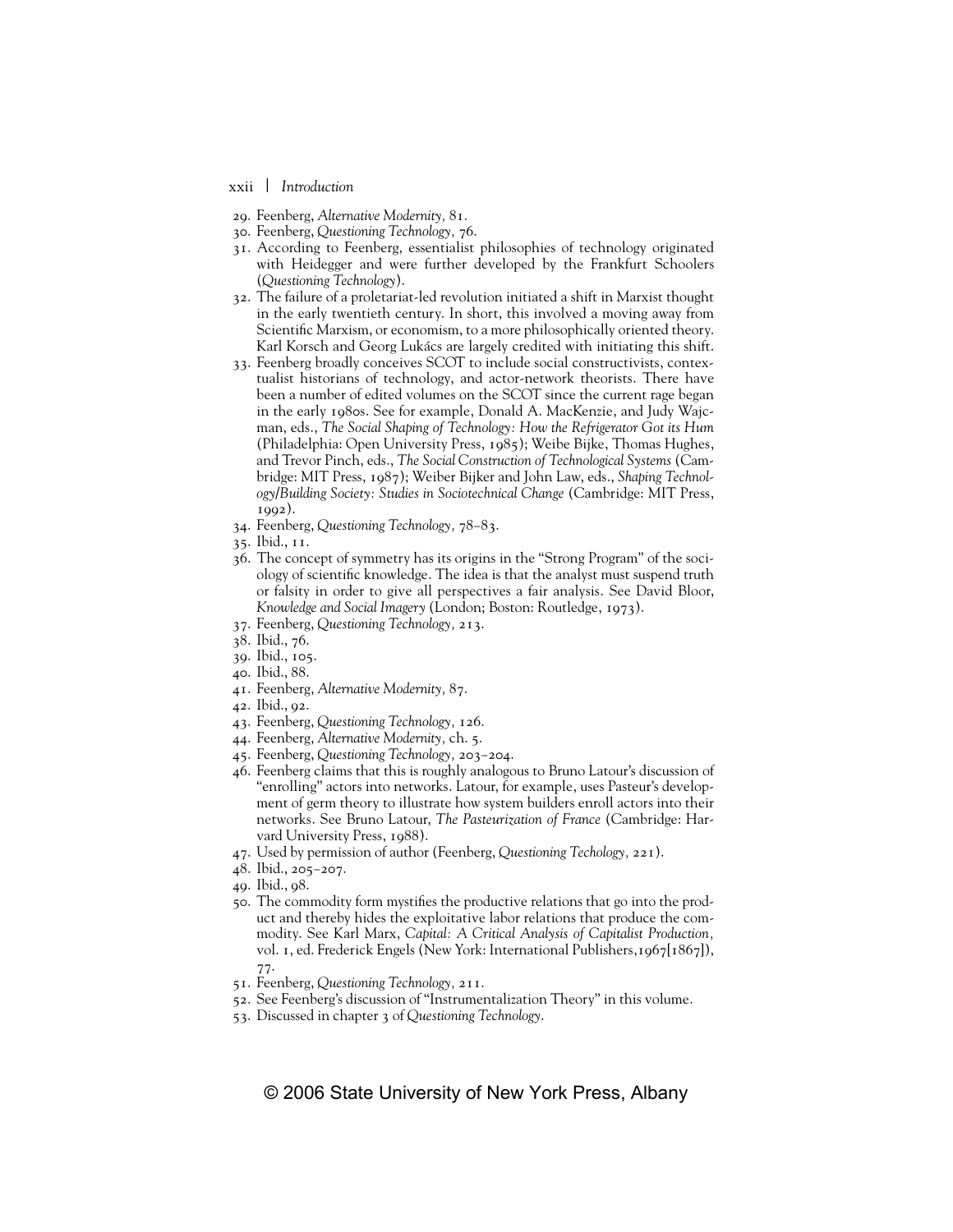29. Feenberg, *Alternative Modernity,* 81.
30. Feenberg, *Questioning Technology,* 76.
31. According to Feenberg, essentialist philosophies of technology originated with Heidegger and were further developed by the Frankfurt Schoolers (*Questioning Technology*).
32. The failure of a proletariat-led revolution initiated a shift in Marxist thought in the early twentieth century. In short, this involved a moving away from Scientific Marxism, or economism, to a more philosophically oriented theory. Karl Korsch and Georg Lukács are largely credited with initiating this shift.
33. Feenberg broadly conceives SCOT to include social constructivists, contextualist historians of technology, and actor-network theorists. There have been a number of edited volumes on the SCOT since the current rage began in the early 1980s. See for example, Donald A. MacKenzie, and Judy Wajcman, eds., *The Social Shaping of Technology: How the Refrigerator Got its Hum* (Philadelphia: Open University Press, 1985); Weibe Bijke, Thomas Hughes, and Trevor Pinch, eds., *The Social Construction of Technological Systems* (Cambridge: MIT Press, 1987); Weiber Bijker and John Law, eds., *Shaping Technology/Building Society: Studies in Sociotechnical Change* (Cambridge: MIT Press, 1992).
34. Feenberg, *Questioning Technology,* 78–83.
35. Ibid., 11.
36. The concept of symmetry has its origins in the "Strong Program" of the sociology of scientific knowledge. The idea is that the analyst must suspend truth or falsity in order to give all perspectives a fair analysis. See David Bloor, *Knowledge and Social Imagery* (London; Boston: Routledge, 1973).
37. Feenberg, *Questioning Technology,* 213.
38. Ibid., 76.
39. Ibid., 105.
40. Ibid., 88.
41. Feenberg, *Alternative Modernity,* 87.
42. Ibid., 92.
43. Feenberg, *Questioning Technology,* 126.
44. Feenberg, *Alternative Modernity,* ch. 5.
45. Feenberg, *Questioning Technology,* 203–204.
46. Feenberg claims that this is roughly analogous to Bruno Latour's discussion of "enrolling" actors into networks. Latour, for example, uses Pasteur's development of germ theory to illustrate how system builders enroll actors into their networks. See Bruno Latour, *The Pasteurization of France* (Cambridge: Harvard University Press, 1988).
47. Used by permission of author (Feenberg, *Questioning Techology,* 221).
48. Ibid., 205–207.
49. Ibid., 98.
50. The commodity form mystifies the productive relations that go into the product and thereby hides the exploitative labor relations that produce the commodity. See Karl Marx, *Capital: A Critical Analysis of Capitalist Production,* vol. 1, ed. Frederick Engels (New York: International Publishers,1967[1867]), 77.
51. Feenberg, *Questioning Technology,* 211.
52. See Feenberg's discussion of "Instrumentalization Theory" in this volume.
53. Discussed in chapter 3 of *Questioning Technology*.

© 2006 State University of New York Press, Albany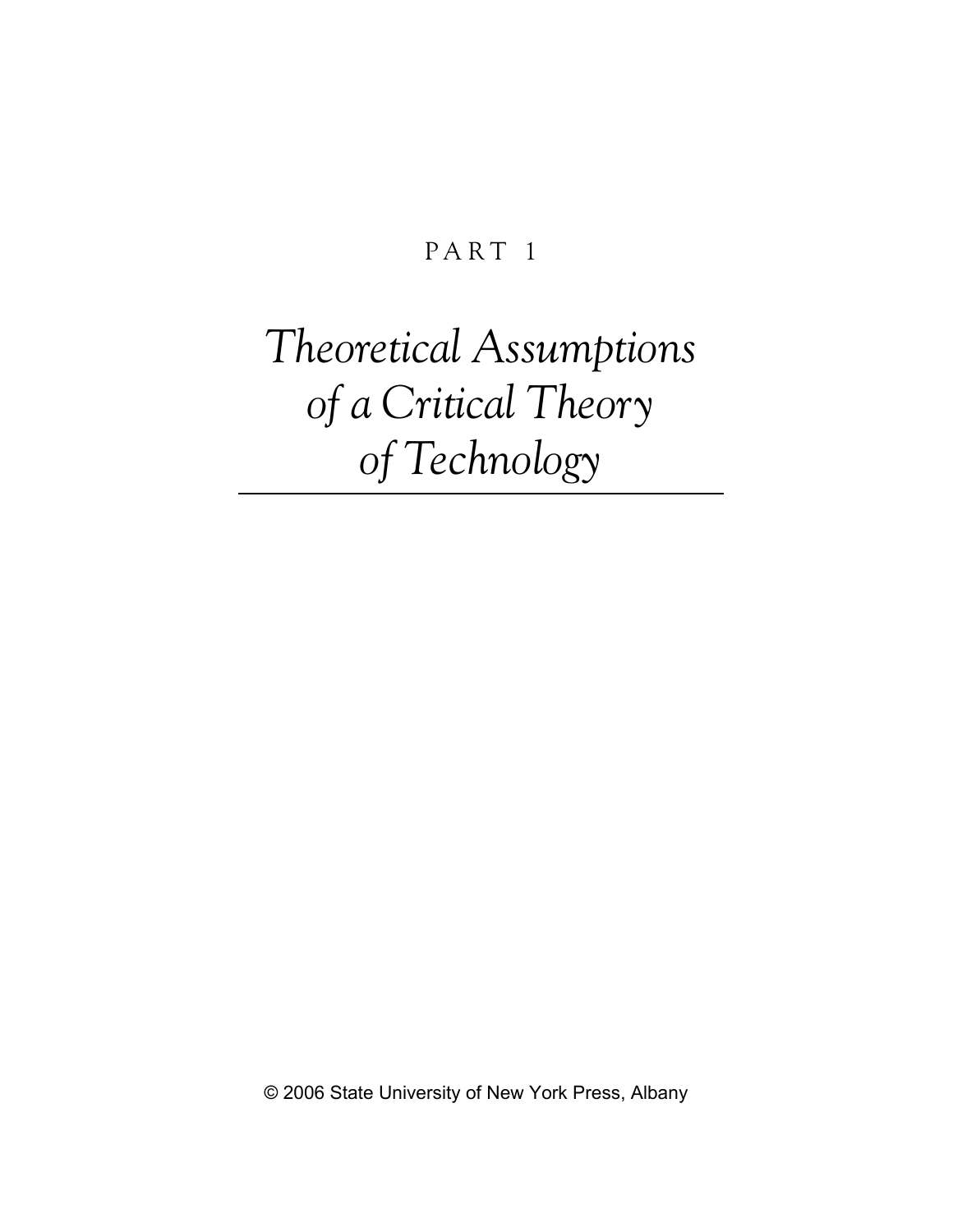PART 1

# *Theoretical Assumptions of a Critical Theory of Technology*

© 2006 State University of New York Press, Albany